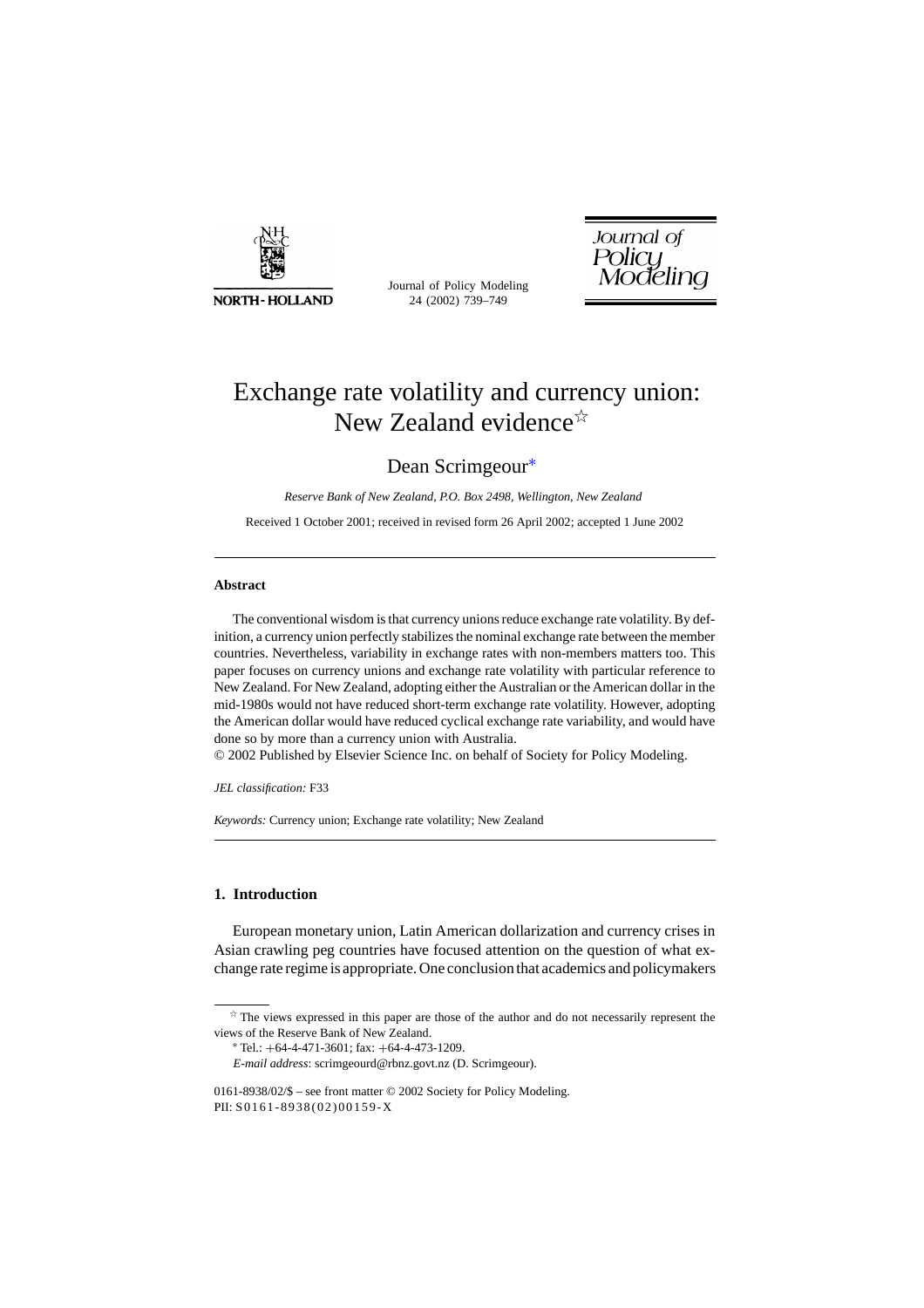# Exchange rate volatility and currency union: New Zealand evidence☆

Dean Scrimgeour*

*Reserve Bank of New Zealand, P.O. Box 2498, Wellington, New Zealand*

Received 1 October 2001; received in revised form 26 April 2002; accepted 1 June 2002

---

**Abstract**

The conventional wisdom is that currency unions reduce exchange rate volatility. By definition, a currency union perfectly stabilizes the nominal exchange rate between the member countries. Nevertheless, variability in exchange rates with non-members matters too. This paper focuses on currency unions and exchange rate volatility with particular reference to New Zealand. For New Zealand, adopting either the Australian or the American dollar in the mid-1980s would not have reduced short-term exchange rate volatility. However, adopting the American dollar would have reduced cyclical exchange rate variability, and would have done so by more than a currency union with Australia.

© 2002 Published by Elsevier Science Inc. on behalf of Society for Policy Modeling.

*JEL classification:* F33

*Keywords:* Currency union; Exchange rate volatility; New Zealand

---

## 1. Introduction

European monetary union, Latin American dollarization and currency crises in Asian crawling peg countries have focused attention on the question of what exchange rate regime is appropriate. One conclusion that academics and policymakers

---

☆ The views expressed in this paper are those of the author and do not necessarily represent the views of the Reserve Bank of New Zealand.

* Tel.: +64-4-471-3601; fax: +64-4-473-1209.

*E-mail address*: scrimgeourd@rbnz.govt.nz (D. Scrimgeour).

0161-8938/02/$ – see front matter © 2002 Society for Policy Modeling.
PII: S0161-8938(02)00159-X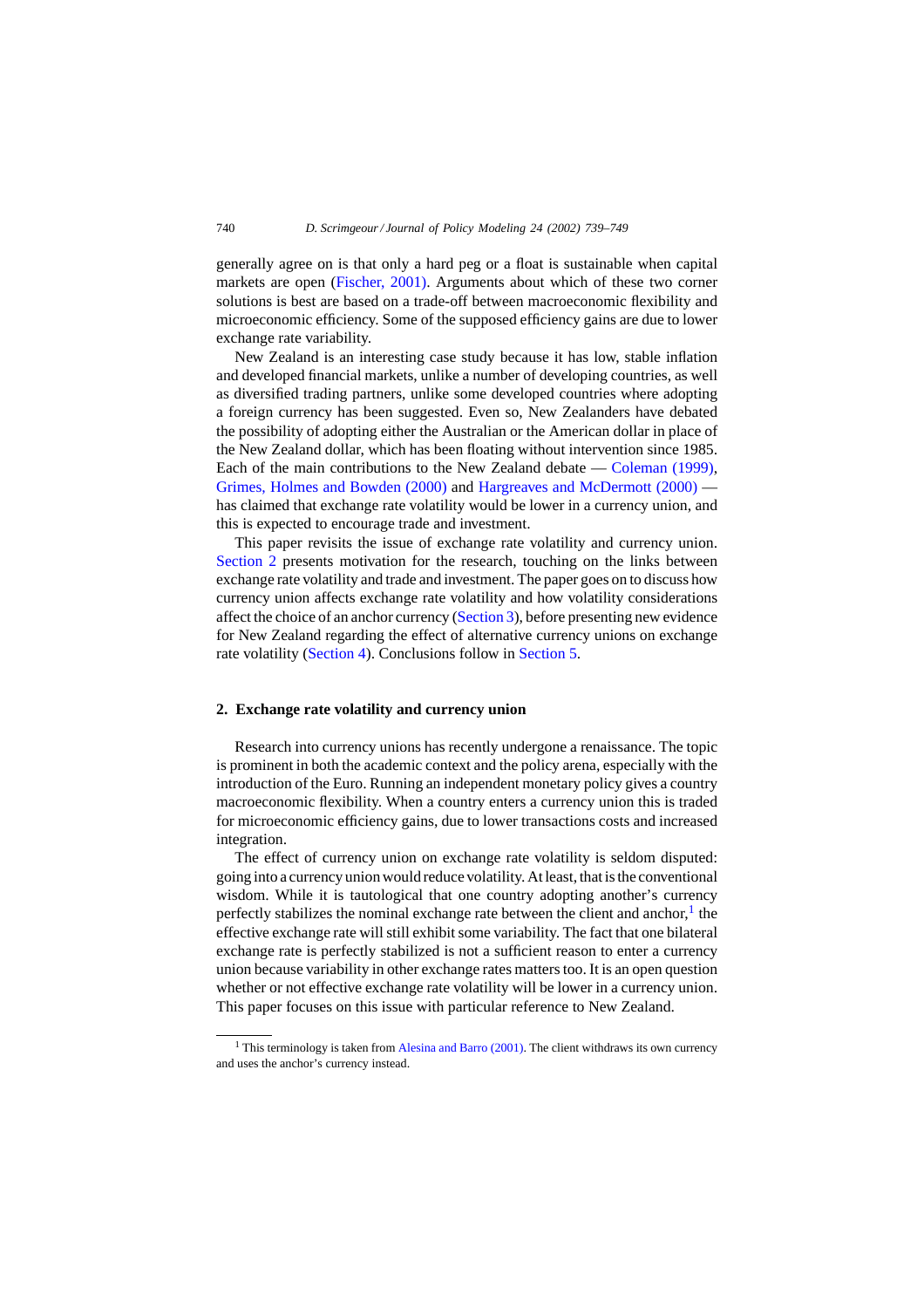generally agree on is that only a hard peg or a float is sustainable when capital markets are open (Fischer, 2001). Arguments about which of these two corner solutions is best are based on a trade-off between macroeconomic flexibility and microeconomic efficiency. Some of the supposed efficiency gains are due to lower exchange rate variability.

New Zealand is an interesting case study because it has low, stable inflation and developed financial markets, unlike a number of developing countries, as well as diversified trading partners, unlike some developed countries where adopting a foreign currency has been suggested. Even so, New Zealanders have debated the possibility of adopting either the Australian or the American dollar in place of the New Zealand dollar, which has been floating without intervention since 1985. Each of the main contributions to the New Zealand debate — Coleman (1999), Grimes, Holmes and Bowden (2000) and Hargreaves and McDermott (2000) — has claimed that exchange rate volatility would be lower in a currency union, and this is expected to encourage trade and investment.

This paper revisits the issue of exchange rate volatility and currency union. Section 2 presents motivation for the research, touching on the links between exchange rate volatility and trade and investment. The paper goes on to discuss how currency union affects exchange rate volatility and how volatility considerations affect the choice of an anchor currency (Section 3), before presenting new evidence for New Zealand regarding the effect of alternative currency unions on exchange rate volatility (Section 4). Conclusions follow in Section 5.

## 2. Exchange rate volatility and currency union

Research into currency unions has recently undergone a renaissance. The topic is prominent in both the academic context and the policy arena, especially with the introduction of the Euro. Running an independent monetary policy gives a country macroeconomic flexibility. When a country enters a currency union this is traded for microeconomic efficiency gains, due to lower transactions costs and increased integration.

The effect of currency union on exchange rate volatility is seldom disputed: going into a currency union would reduce volatility. At least, that is the conventional wisdom. While it is tautological that one country adopting another's currency perfectly stabilizes the nominal exchange rate between the client and anchor,[1] the effective exchange rate will still exhibit some variability. The fact that one bilateral exchange rate is perfectly stabilized is not a sufficient reason to enter a currency union because variability in other exchange rates matters too. It is an open question whether or not effective exchange rate volatility will be lower in a currency union. This paper focuses on this issue with particular reference to New Zealand.

[1] This terminology is taken from Alesina and Barro (2001). The client withdraws its own currency and uses the anchor's currency instead.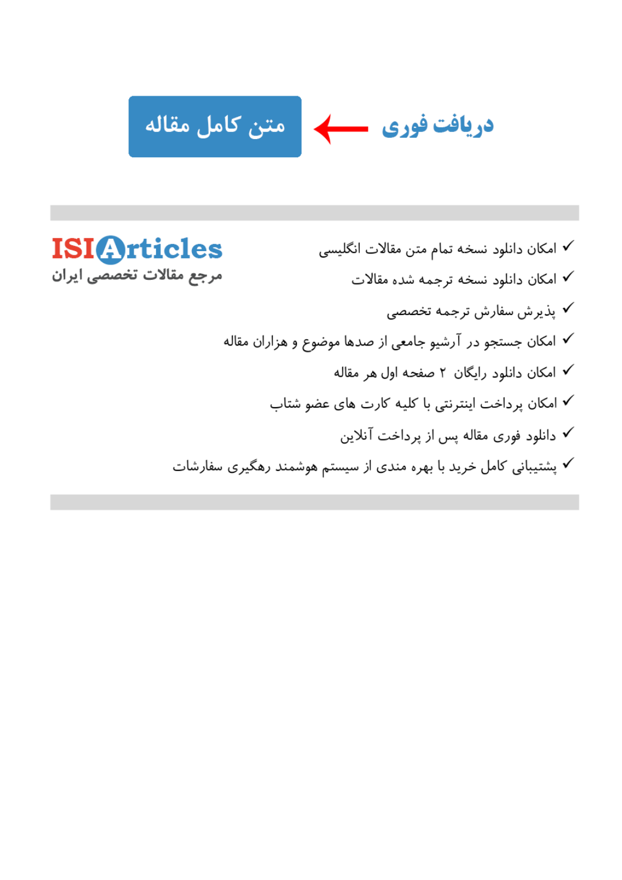دریافت فوری ← متن کامل مقاله

ISIArticles
مرجع مقالات تخصصی ایران

- ✓ امکان دانلود نسخه تمام متن مقالات انگلیسی
- ✓ امکان دانلود نسخه ترجمه شده مقالات
- ✓ پذیرش سفارش ترجمه تخصصی
- ✓ امکان جستجو در آرشیو جامعی از صدها موضوع و هزاران مقاله
- ✓ امکان دانلود رایگان ۲ صفحه اول هر مقاله
- ✓ امکان پرداخت اینترنتی با کلیه کارت های عضو شتاب
- ✓ دانلود فوری مقاله پس از پرداخت آنلاین
- ✓ پشتیبانی کامل خرید با بهره مندی از سیستم هوشمند رهگیری سفارشات